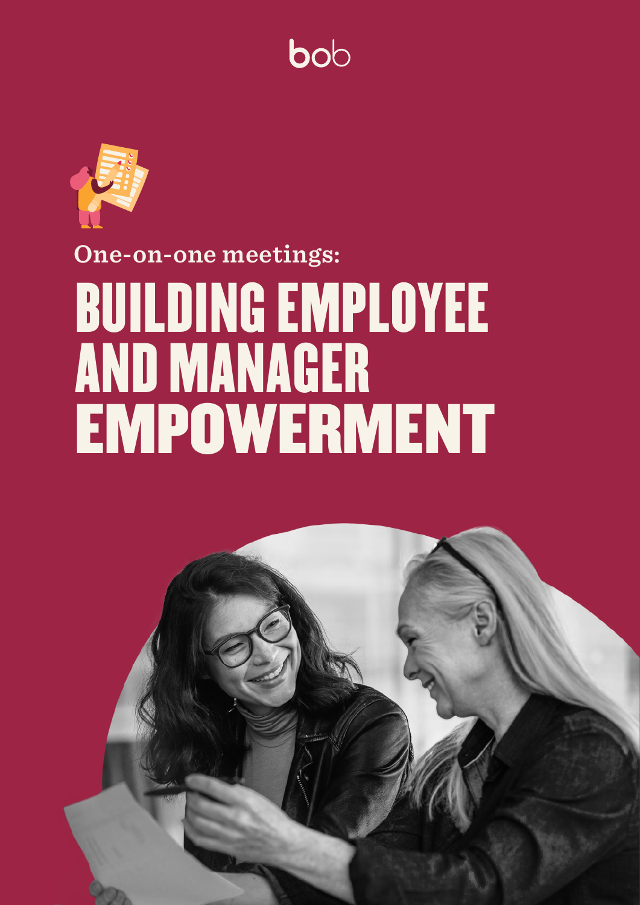bob

One-on-one meetings:

# BUILDING EMPLOYEE AND MANAGER EMPOWERMENT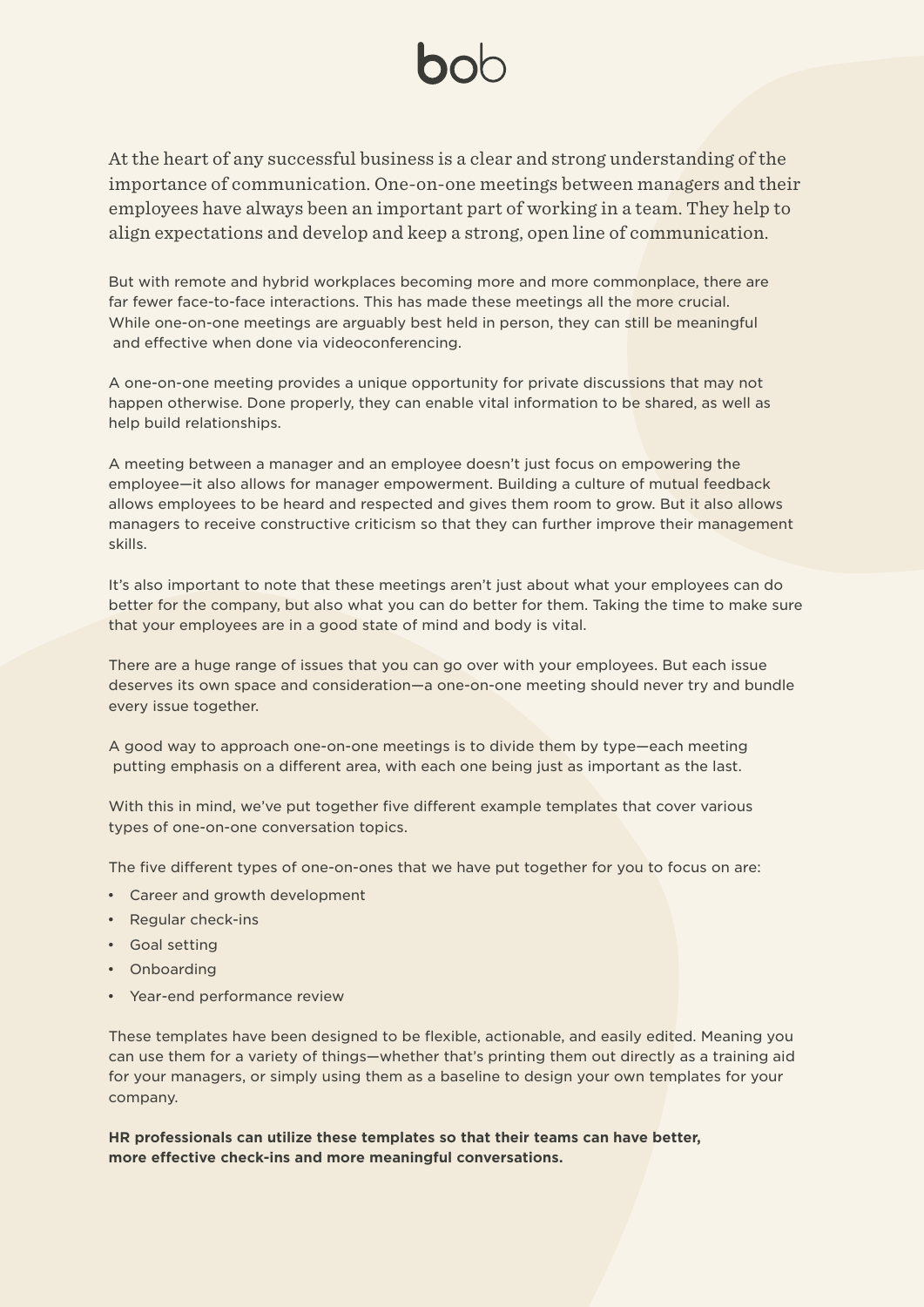At the heart of any successful business is a clear and strong understanding of the importance of communication. One-on-one meetings between managers and their employees have always been an important part of working in a team. They help to align expectations and develop and keep a strong, open line of communication.

But with remote and hybrid workplaces becoming more and more commonplace, there are far fewer face-to-face interactions. This has made these meetings all the more crucial. While one-on-one meetings are arguably best held in person, they can still be meaningful and effective when done via videoconferencing.

A one-on-one meeting provides a unique opportunity for private discussions that may not happen otherwise. Done properly, they can enable vital information to be shared, as well as help build relationships.

A meeting between a manager and an employee doesn't just focus on empowering the employee—it also allows for manager empowerment. Building a culture of mutual feedback allows employees to be heard and respected and gives them room to grow. But it also allows managers to receive constructive criticism so that they can further improve their management skills.

It's also important to note that these meetings aren't just about what your employees can do better for the company, but also what you can do better for them. Taking the time to make sure that your employees are in a good state of mind and body is vital.

There are a huge range of issues that you can go over with your employees. But each issue deserves its own space and consideration—a one-on-one meeting should never try and bundle every issue together.

A good way to approach one-on-one meetings is to divide them by type—each meeting putting emphasis on a different area, with each one being just as important as the last.

With this in mind, we've put together five different example templates that cover various types of one-on-one conversation topics.

The five different types of one-on-ones that we have put together for you to focus on are:

- Career and growth development
- Regular check-ins
- Goal setting
- Onboarding
- Year-end performance review

These templates have been designed to be flexible, actionable, and easily edited. Meaning you can use them for a variety of things—whether that's printing them out directly as a training aid for your managers, or simply using them as a baseline to design your own templates for your company.

**HR professionals can utilize these templates so that their teams can have better, more effective check-ins and more meaningful conversations.**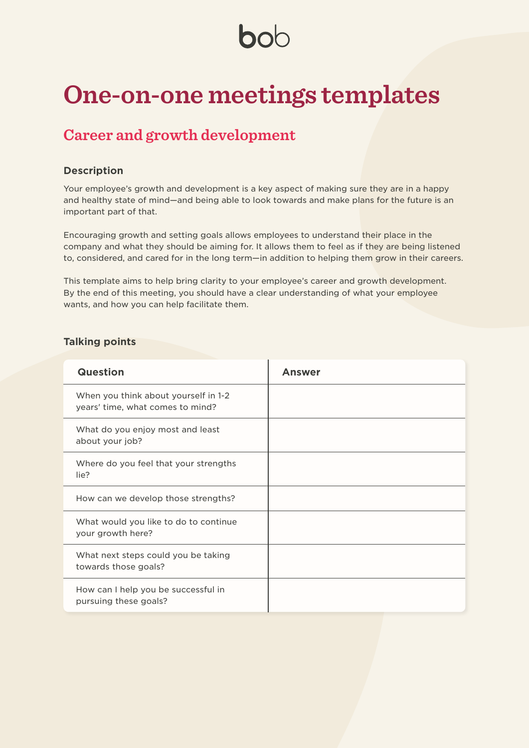# One-on-one meetings templates

## Career and growth development

### Description

Your employee's growth and development is a key aspect of making sure they are in a happy and healthy state of mind—and being able to look towards and make plans for the future is an important part of that.

Encouraging growth and setting goals allows employees to understand their place in the company and what they should be aiming for. It allows them to feel as if they are being listened to, considered, and cared for in the long term—in addition to helping them grow in their careers.

This template aims to help bring clarity to your employee's career and growth development. By the end of this meeting, you should have a clear understanding of what your employee wants, and how you can help facilitate them.

### Talking points

| Question | Answer |
|---|---|
| When you think about yourself in 1-2 years' time, what comes to mind? | |
| What do you enjoy most and least about your job? | |
| Where do you feel that your strengths lie? | |
| How can we develop those strengths? | |
| What would you like to do to continue your growth here? | |
| What next steps could you be taking towards those goals? | |
| How can I help you be successful in pursuing these goals? | |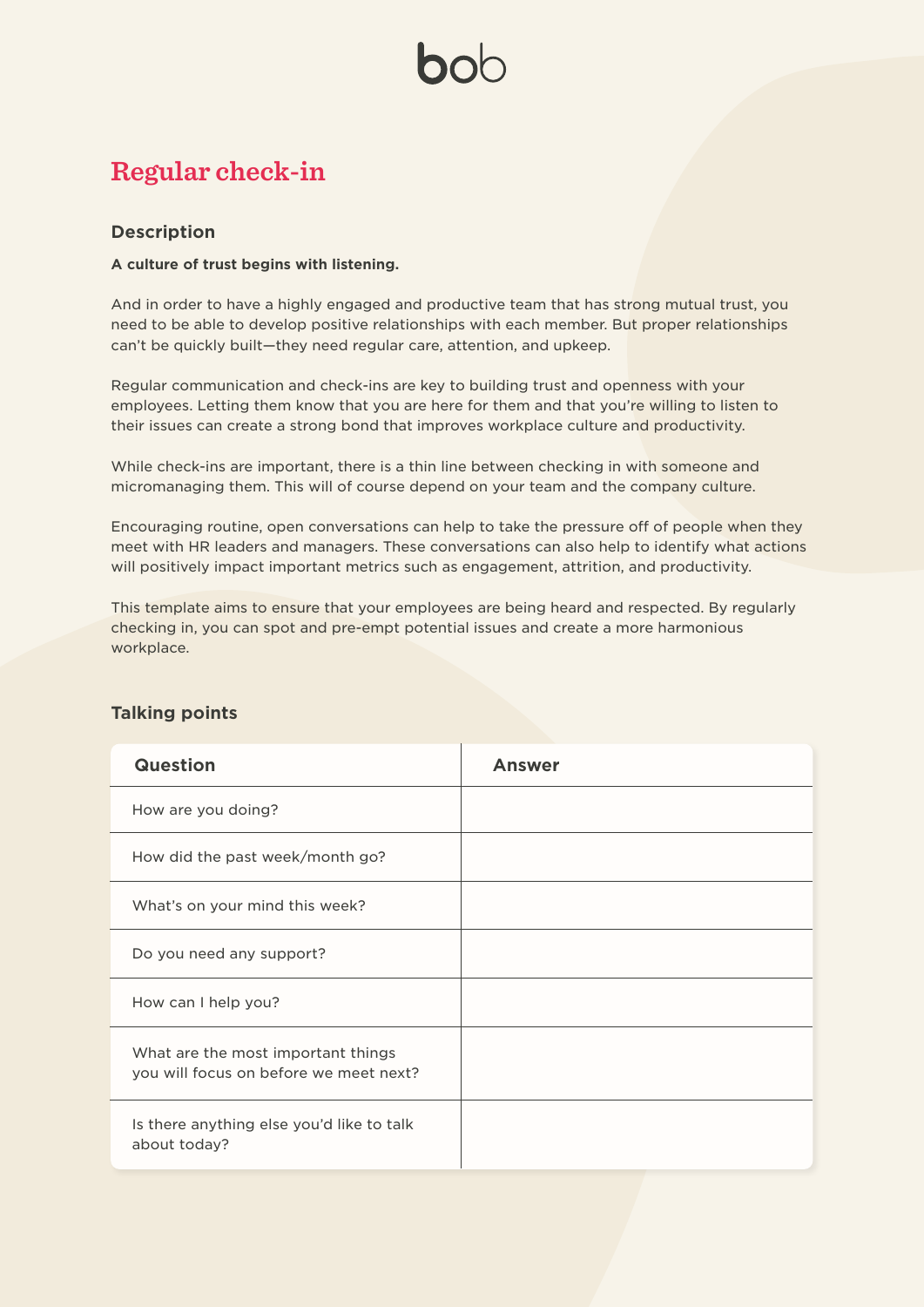# Regular check-in

## Description

**A culture of trust begins with listening.**

And in order to have a highly engaged and productive team that has strong mutual trust, you need to be able to develop positive relationships with each member. But proper relationships can't be quickly built—they need regular care, attention, and upkeep.

Regular communication and check-ins are key to building trust and openness with your employees. Letting them know that you are here for them and that you're willing to listen to their issues can create a strong bond that improves workplace culture and productivity.

While check-ins are important, there is a thin line between checking in with someone and micromanaging them. This will of course depend on your team and the company culture.

Encouraging routine, open conversations can help to take the pressure off of people when they meet with HR leaders and managers. These conversations can also help to identify what actions will positively impact important metrics such as engagement, attrition, and productivity.

This template aims to ensure that your employees are being heard and respected. By regularly checking in, you can spot and pre-empt potential issues and create a more harmonious workplace.

## Talking points

| Question | Answer |
|---|---|
| How are you doing? | |
| How did the past week/month go? | |
| What's on your mind this week? | |
| Do you need any support? | |
| How can I help you? | |
| What are the most important things you will focus on before we meet next? | |
| Is there anything else you'd like to talk about today? | |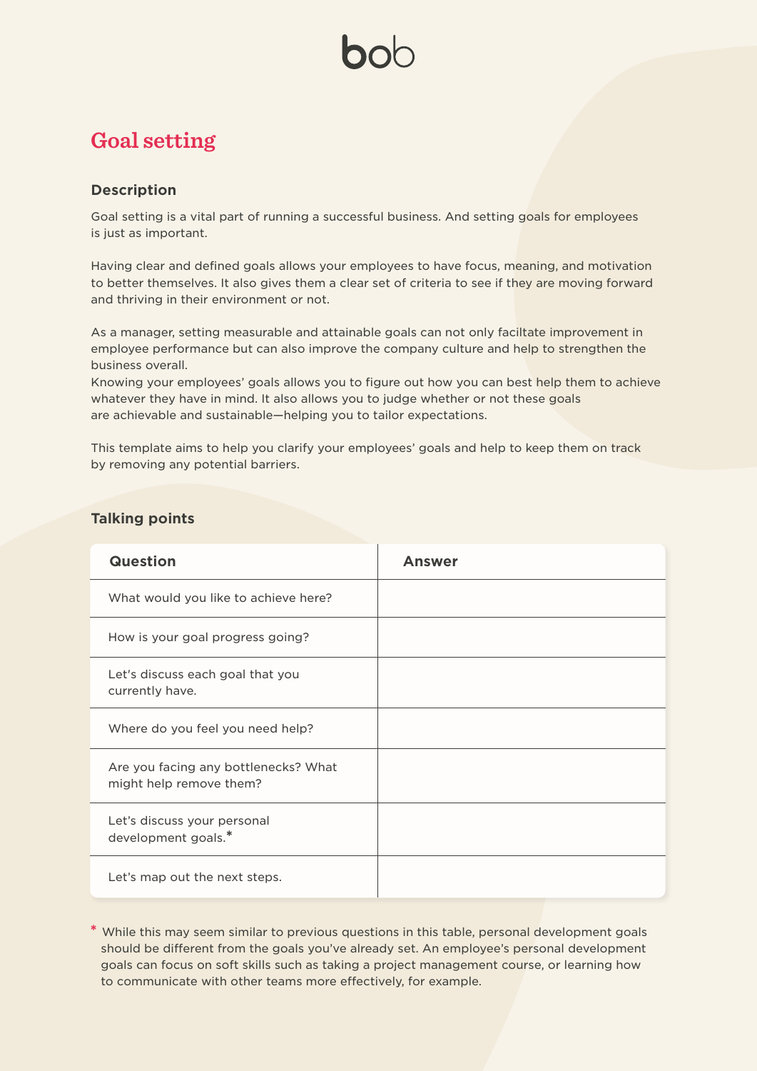bob

# Goal setting

## Description

Goal setting is a vital part of running a successful business. And setting goals for employees is just as important.

Having clear and defined goals allows your employees to have focus, meaning, and motivation to better themselves. It also gives them a clear set of criteria to see if they are moving forward and thriving in their environment or not.

As a manager, setting measurable and attainable goals can not only faciltate improvement in employee performance but can also improve the company culture and help to strengthen the business overall.
Knowing your employees' goals allows you to figure out how you can best help them to achieve whatever they have in mind. It also allows you to judge whether or not these goals are achievable and sustainable—helping you to tailor expectations.

This template aims to help you clarify your employees' goals and help to keep them on track by removing any potential barriers.

## Talking points

| Question | Answer |
|---|---|
| What would you like to achieve here? | |
| How is your goal progress going? | |
| Let's discuss each goal that you currently have. | |
| Where do you feel you need help? | |
| Are you facing any bottlenecks? What might help remove them? | |
| Let's discuss your personal development goals.* | |
| Let's map out the next steps. | |

* While this may seem similar to previous questions in this table, personal development goals should be different from the goals you've already set. An employee's personal development goals can focus on soft skills such as taking a project management course, or learning how to communicate with other teams more effectively, for example.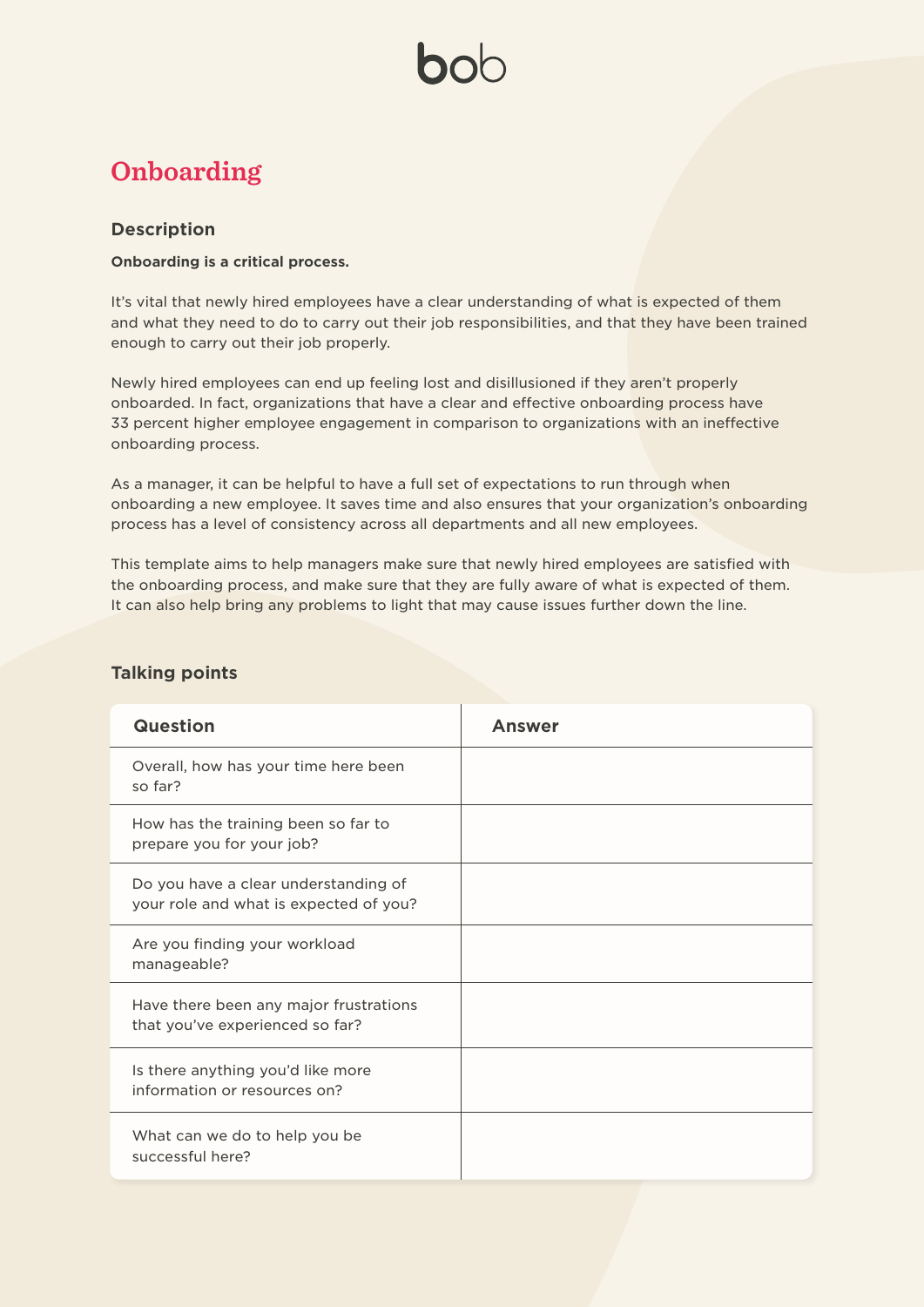# Onboarding

## Description

**Onboarding is a critical process.**

It's vital that newly hired employees have a clear understanding of what is expected of them and what they need to do to carry out their job responsibilities, and that they have been trained enough to carry out their job properly.

Newly hired employees can end up feeling lost and disillusioned if they aren't properly onboarded. In fact, organizations that have a clear and effective onboarding process have 33 percent higher employee engagement in comparison to organizations with an ineffective onboarding process.

As a manager, it can be helpful to have a full set of expectations to run through when onboarding a new employee. It saves time and also ensures that your organization's onboarding process has a level of consistency across all departments and all new employees.

This template aims to help managers make sure that newly hired employees are satisfied with the onboarding process, and make sure that they are fully aware of what is expected of them. It can also help bring any problems to light that may cause issues further down the line.

## Talking points

| Question | Answer |
|---|---|
| Overall, how has your time here been so far? | |
| How has the training been so far to prepare you for your job? | |
| Do you have a clear understanding of your role and what is expected of you? | |
| Are you finding your workload manageable? | |
| Have there been any major frustrations that you've experienced so far? | |
| Is there anything you'd like more information or resources on? | |
| What can we do to help you be successful here? | |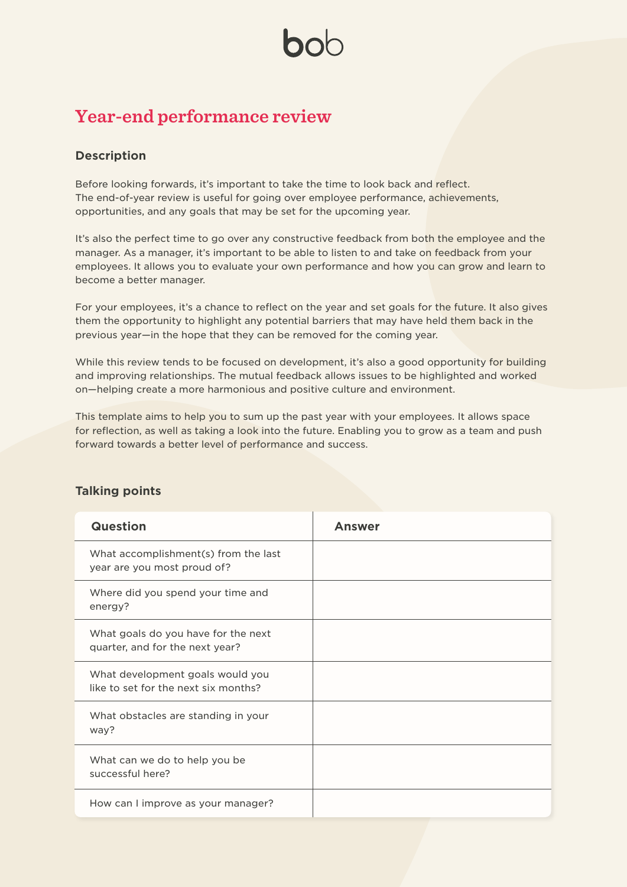bob

# Year-end performance review

## Description

Before looking forwards, it's important to take the time to look back and reflect. The end-of-year review is useful for going over employee performance, achievements, opportunities, and any goals that may be set for the upcoming year.

It's also the perfect time to go over any constructive feedback from both the employee and the manager. As a manager, it's important to be able to listen to and take on feedback from your employees. It allows you to evaluate your own performance and how you can grow and learn to become a better manager.

For your employees, it's a chance to reflect on the year and set goals for the future. It also gives them the opportunity to highlight any potential barriers that may have held them back in the previous year—in the hope that they can be removed for the coming year.

While this review tends to be focused on development, it's also a good opportunity for building and improving relationships. The mutual feedback allows issues to be highlighted and worked on—helping create a more harmonious and positive culture and environment.

This template aims to help you to sum up the past year with your employees. It allows space for reflection, as well as taking a look into the future. Enabling you to grow as a team and push forward towards a better level of performance and success.

## Talking points

| Question | Answer |
| --- | --- |
| What accomplishment(s) from the last year are you most proud of? | |
| Where did you spend your time and energy? | |
| What goals do you have for the next quarter, and for the next year? | |
| What development goals would you like to set for the next six months? | |
| What obstacles are standing in your way? | |
| What can we do to help you be successful here? | |
| How can I improve as your manager? | |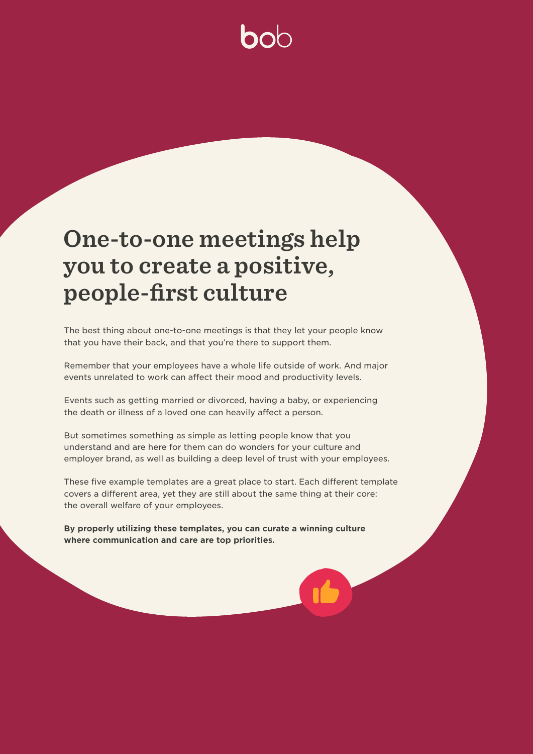# One-to-one meetings help you to create a positive, people-first culture

The best thing about one-to-one meetings is that they let your people know that you have their back, and that you're there to support them.

Remember that your employees have a whole life outside of work. And major events unrelated to work can affect their mood and productivity levels.

Events such as getting married or divorced, having a baby, or experiencing the death or illness of a loved one can heavily affect a person.

But sometimes something as simple as letting people know that you understand and are here for them can do wonders for your culture and employer brand, as well as building a deep level of trust with your employees.

These five example templates are a great place to start. Each different template covers a different area, yet they are still about the same thing at their core: the overall welfare of your employees.

**By properly utilizing these templates, you can curate a winning culture where communication and care are top priorities.**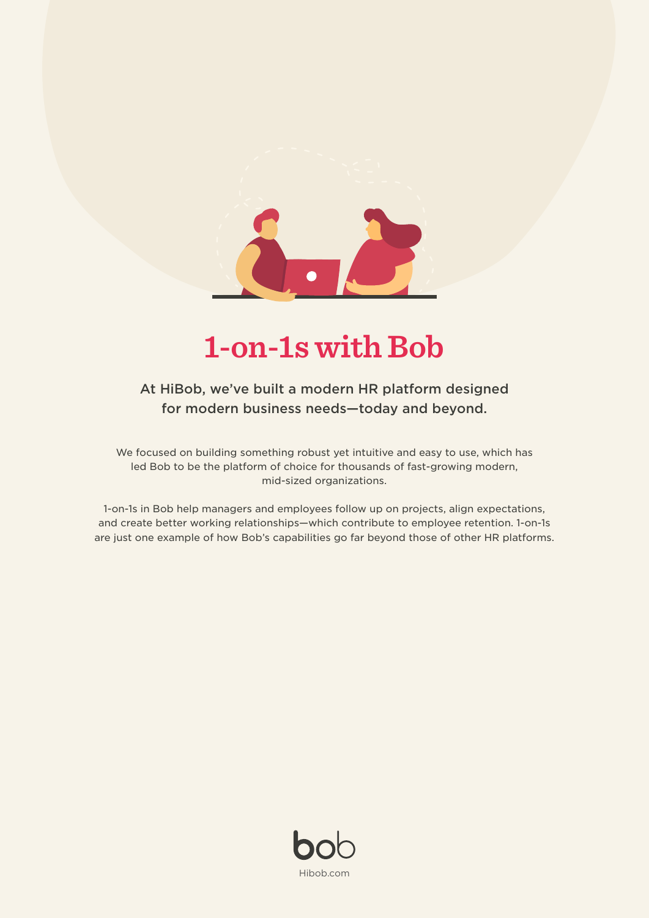# 1-on-1s with Bob

## At HiBob, we've built a modern HR platform designed for modern business needs—today and beyond.

We focused on building something robust yet intuitive and easy to use, which has led Bob to be the platform of choice for thousands of fast-growing modern, mid-sized organizations.

1-on-1s in Bob help managers and employees follow up on projects, align expectations, and create better working relationships—which contribute to employee retention. 1-on-1s are just one example of how Bob's capabilities go far beyond those of other HR platforms.

bob

Hibob.com